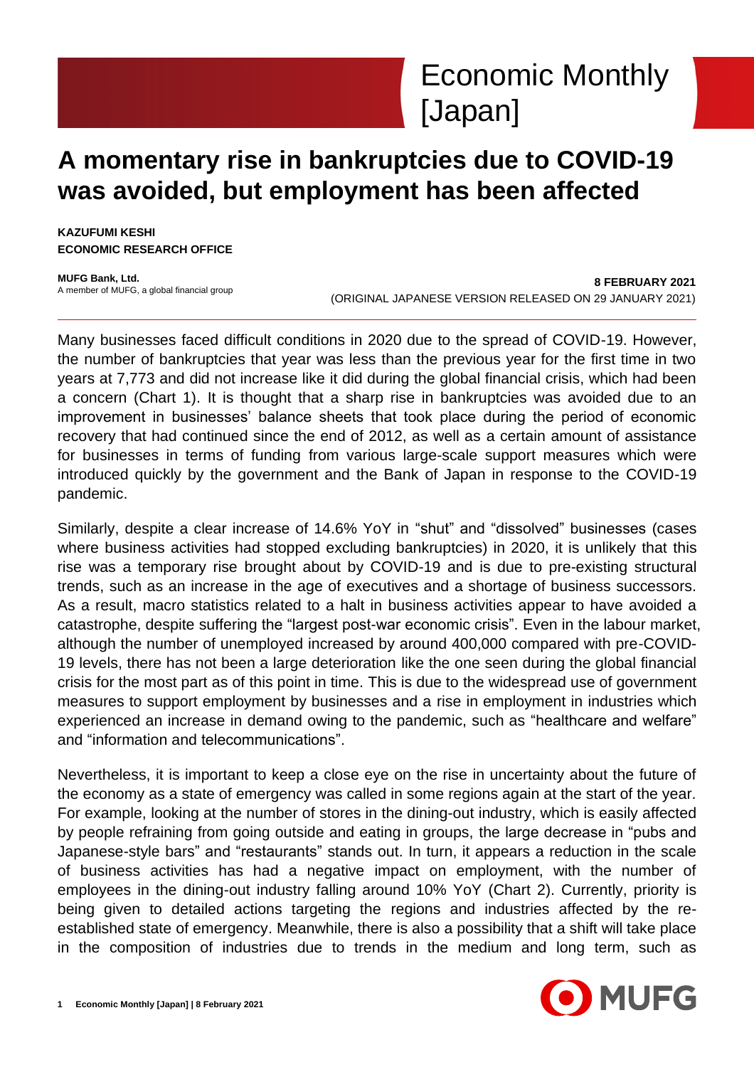# Economic Monthly [Japan]

## A momentary rise in bankruptcies due to COVID-19 was avoided, but employment has been affected

**KAZUFUMI KESHI**
**ECONOMIC RESEARCH OFFICE**

**MUFG Bank, Ltd.**
A member of MUFG, a global financial group

**8 FEBRUARY 2021**
(ORIGINAL JAPANESE VERSION RELEASED ON 29 JANUARY 2021)

Many businesses faced difficult conditions in 2020 due to the spread of COVID-19. However, the number of bankruptcies that year was less than the previous year for the first time in two years at 7,773 and did not increase like it did during the global financial crisis, which had been a concern (Chart 1). It is thought that a sharp rise in bankruptcies was avoided due to an improvement in businesses' balance sheets that took place during the period of economic recovery that had continued since the end of 2012, as well as a certain amount of assistance for businesses in terms of funding from various large-scale support measures which were introduced quickly by the government and the Bank of Japan in response to the COVID-19 pandemic.

Similarly, despite a clear increase of 14.6% YoY in "shut" and "dissolved" businesses (cases where business activities had stopped excluding bankruptcies) in 2020, it is unlikely that this rise was a temporary rise brought about by COVID-19 and is due to pre-existing structural trends, such as an increase in the age of executives and a shortage of business successors. As a result, macro statistics related to a halt in business activities appear to have avoided a catastrophe, despite suffering the "largest post-war economic crisis". Even in the labour market, although the number of unemployed increased by around 400,000 compared with pre-COVID-19 levels, there has not been a large deterioration like the one seen during the global financial crisis for the most part as of this point in time. This is due to the widespread use of government measures to support employment by businesses and a rise in employment in industries which experienced an increase in demand owing to the pandemic, such as "healthcare and welfare" and "information and telecommunications".

Nevertheless, it is important to keep a close eye on the rise in uncertainty about the future of the economy as a state of emergency was called in some regions again at the start of the year. For example, looking at the number of stores in the dining-out industry, which is easily affected by people refraining from going outside and eating in groups, the large decrease in "pubs and Japanese-style bars" and "restaurants" stands out. In turn, it appears a reduction in the scale of business activities has had a negative impact on employment, with the number of employees in the dining-out industry falling around 10% YoY (Chart 2). Currently, priority is being given to detailed actions targeting the regions and industries affected by the re-established state of emergency. Meanwhile, there is also a possibility that a shift will take place in the composition of industries due to trends in the medium and long term, such as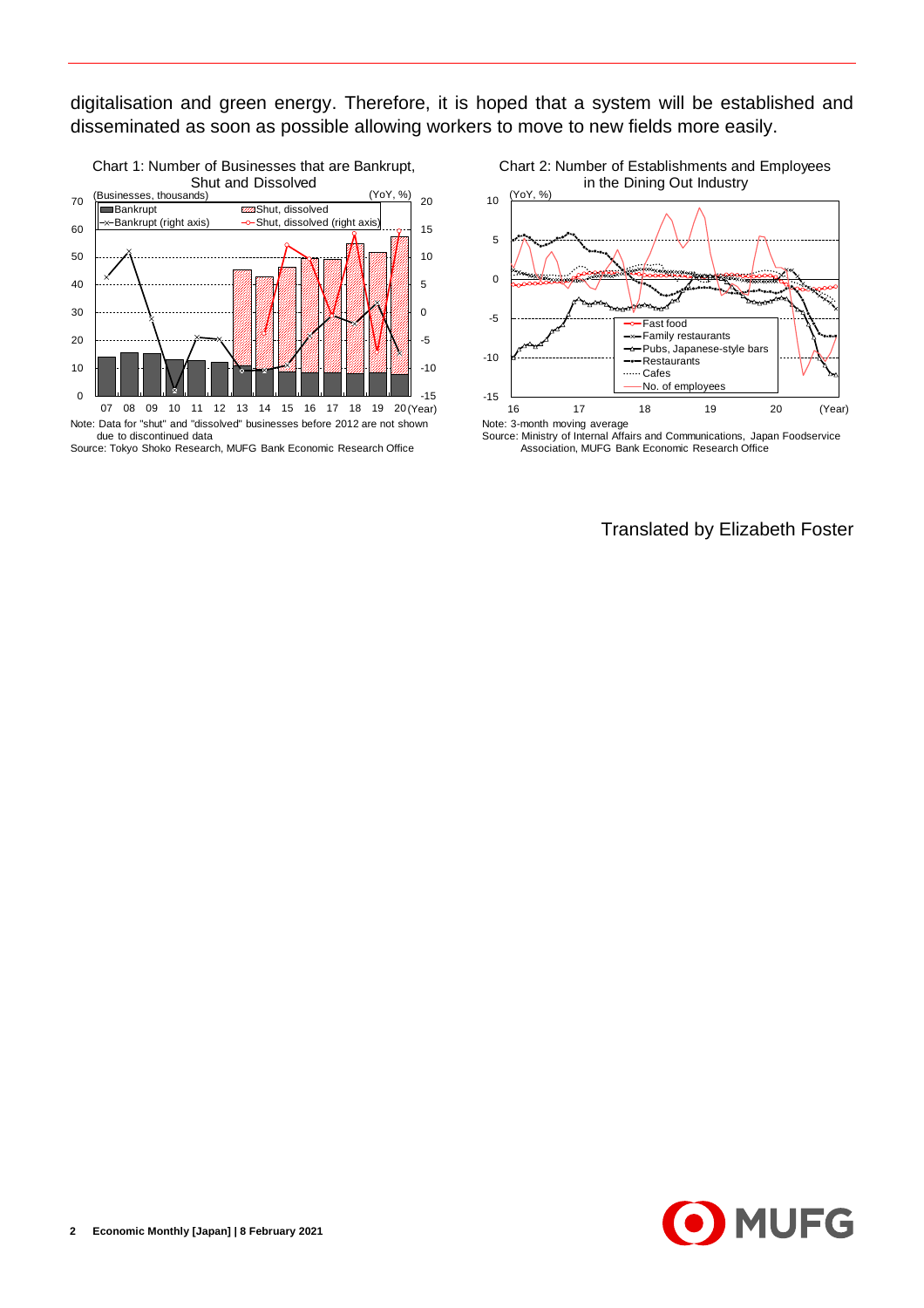digitalisation and green energy. Therefore, it is hoped that a system will be established and disseminated as soon as possible allowing workers to move to new fields more easily.

Chart 1: Number of Businesses that are Bankrupt, Shut and Dissolved

Note: Data for "shut" and "dissolved" businesses before 2012 are not shown due to discontinued data

Source: Tokyo Shoko Research, MUFG Bank Economic Research Office

Chart 2: Number of Establishments and Employees in the Dining Out Industry

Note: 3-month moving average

Source: Ministry of Internal Affairs and Communications, Japan Foodservice Association, MUFG Bank Economic Research Office

Translated by Elizabeth Foster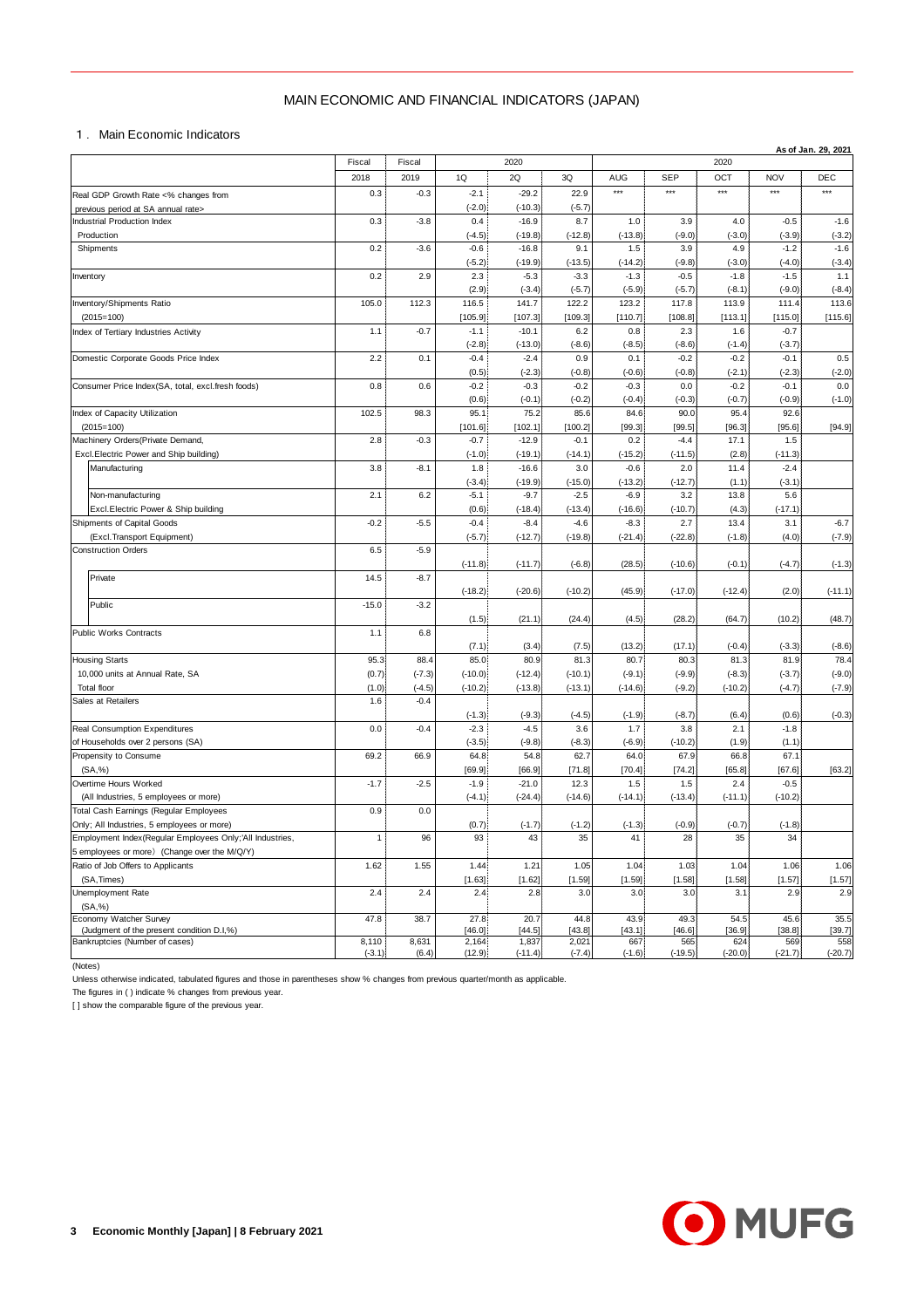# MAIN ECONOMIC AND FINANCIAL INDICATORS (JAPAN)

## 1. Main Economic Indicators

As of Jan. 29, 2021

| | Fiscal | Fiscal | 2020 | | | 2020 | | | | |
|---|---|---|---|---|---|---|---|---|---|---|
| | 2018 | 2019 | 1Q | 2Q | 3Q | AUG | SEP | OCT | NOV | DEC |
| Real GDP Growth Rate <% changes from previous period at SA annual rate> | 0.3 | -0.3 | -2.1 | -29.2 | 22.9 | *** | *** | *** | *** | *** |
| | | | (-2.0) | (-10.3) | (-5.7) | | | | | |
| Industrial Production Index Production | 0.3 | -3.8 | 0.4 | -16.9 | 8.7 | 1.0 | 3.9 | 4.0 | -0.5 | -1.6 |
| | | | (-4.5) | (-19.8) | (-12.8) | (-13.8) | (-9.0) | (-3.0) | (-3.9) | (-3.2) |
| Shipments | 0.2 | -3.6 | -0.6 | -16.8 | 9.1 | 1.5 | 3.9 | 4.9 | -1.2 | -1.6 |
| | | | (-5.2) | (-19.9) | (-13.5) | (-14.2) | (-9.8) | (-3.0) | (-4.0) | (-3.4) |
| Inventory | 0.2 | 2.9 | 2.3 | -5.3 | -3.3 | -1.3 | -0.5 | -1.8 | -1.5 | 1.1 |
| | | | (2.9) | (-3.4) | (-5.7) | (-5.9) | (-5.7) | (-8.1) | (-9.0) | (-8.4) |
| Inventory/Shipments Ratio (2015=100) | 105.0 | 112.3 | 116.5 | 141.7 | 122.2 | 123.2 | 117.8 | 113.9 | 111.4 | 113.6 |
| | | | [105.9] | [107.3] | [109.3] | [110.7] | [108.8] | [113.1] | [115.0] | [115.6] |
| Index of Tertiary Industries Activity | 1.1 | -0.7 | -1.1 | -10.1 | 6.2 | 0.8 | 2.3 | 1.6 | -0.7 | |
| | | | (-2.8) | (-13.0) | (-8.6) | (-8.5) | (-8.6) | (-1.4) | (-3.7) | |
| Domestic Corporate Goods Price Index | 2.2 | 0.1 | -0.4 | -2.4 | 0.9 | 0.1 | -0.2 | -0.2 | -0.1 | 0.5 |
| | | | (0.5) | (-2.3) | (-0.8) | (-0.6) | (-0.8) | (-2.1) | (-2.3) | (-2.0) |
| Consumer Price Index(SA, total, excl.fresh foods) | 0.8 | 0.6 | -0.2 | -0.3 | -0.2 | -0.3 | 0.0 | -0.2 | -0.1 | 0.0 |
| | | | (0.6) | (-0.1) | (-0.2) | (-0.4) | (-0.3) | (-0.7) | (-0.9) | (-1.0) |
| Index of Capacity Utilization (2015=100) | 102.5 | 98.3 | 95.1 | 75.2 | 85.6 | 84.6 | 90.0 | 95.4 | 92.6 | |
| | | | [101.6] | [102.1] | [100.2] | [99.3] | [99.5] | [96.3] | [95.6] | [94.9] |
| Machinery Orders(Private Demand, Excl.Electric Power and Ship building) | 2.8 | -0.3 | -0.7 | -12.9 | -0.1 | 0.2 | -4.4 | 17.1 | 1.5 | |
| | | | (-1.0) | (-19.1) | (-14.1) | (-15.2) | (-11.5) | (2.8) | (-11.3) | |
| Manufacturing | 3.8 | -8.1 | 1.8 | -16.6 | 3.0 | -0.6 | 2.0 | 11.4 | -2.4 | |
| | | | (-3.4) | (-19.9) | (-15.0) | (-13.2) | (-12.7) | (1.1) | (-3.1) | |
| Non-manufacturing Excl.Electric Power & Ship building | 2.1 | 6.2 | -5.1 | -9.7 | -2.5 | -6.9 | 3.2 | 13.8 | 5.6 | |
| | | | (0.6) | (-18.4) | (-13.4) | (-16.6) | (-10.7) | (4.3) | (-17.1) | |
| Shipments of Capital Goods (Excl.Transport Equipment) | -0.2 | -5.5 | -0.4 | -8.4 | -4.6 | -8.3 | 2.7 | 13.4 | 3.1 | -6.7 |
| | | | (-5.7) | (-12.7) | (-19.8) | (-21.4) | (-22.8) | (-1.8) | (4.0) | (-7.9) |
| Construction Orders | 6.5 | -5.9 | | | | | | | | |
| | | | (-11.8) | (-11.7) | (-6.8) | (28.5) | (-10.6) | (-0.1) | (-4.7) | (-1.3) |
| Private | 14.5 | -8.7 | | | | | | | | |
| | | | (-18.2) | (-20.6) | (-10.2) | (45.9) | (-17.0) | (-12.4) | (2.0) | (-11.1) |
| Public | -15.0 | -3.2 | | | | | | | | |
| | | | (1.5) | (21.1) | (24.4) | (4.5) | (28.2) | (64.7) | (10.2) | (48.7) |
| Public Works Contracts | 1.1 | 6.8 | | | | | | | | |
| | | | (7.1) | (3.4) | (7.5) | (13.2) | (17.1) | (-0.4) | (-3.3) | (-8.6) |
| Housing Starts 10,000 units at Annual Rate, SA | 95.3 | 88.4 | 85.0 | 80.9 | 81.3 | 80.7 | 80.3 | 81.3 | 81.9 | 78.4 |
| | (0.7) | (-7.3) | (-10.0) | (-12.4) | (-10.1) | (-9.1) | (-9.9) | (-8.3) | (-3.7) | (-9.0) |
| Total floor | (1.0) | (-4.5) | (-10.2) | (-13.8) | (-13.1) | (-14.6) | (-9.2) | (-10.2) | (-4.7) | (-7.9) |
| Sales at Retailers | 1.6 | -0.4 | | | | | | | | |
| | | | (-1.3) | (-9.3) | (-4.5) | (-1.9) | (-8.7) | (6.4) | (0.6) | (-0.3) |
| Real Consumption Expenditures of Households over 2 persons (SA) | 0.0 | -0.4 | -2.3 | -4.5 | 3.6 | 1.7 | 3.8 | 2.1 | -1.8 | |
| | | | (-3.5) | (-9.8) | (-8.3) | (-6.9) | (-10.2) | (1.9) | (1.1) | |
| Propensity to Consume (SA,%) | 69.2 | 66.9 | 64.8 | 54.8 | 62.7 | 64.0 | 67.9 | 66.8 | 67.1 | |
| | | | [69.9] | [66.9] | [71.8] | [70.4] | [74.2] | [65.8] | [67.6] | [63.2] |
| Overtime Hours Worked (All Industries, 5 employees or more) | -1.7 | -2.5 | -1.9 | -21.0 | 12.3 | 1.5 | 1.5 | 2.4 | -0.5 | |
| | | | (-4.1) | (-24.4) | (-14.6) | (-14.1) | (-13.4) | (-11.1) | (-10.2) | |
| Total Cash Earnings (Regular Employees Only; All Industries, 5 employees or more) | 0.9 | 0.0 | | | | | | | | |
| | | | (0.7) | (-1.7) | (-1.2) | (-1.3) | (-0.9) | (-0.7) | (-1.8) | |
| Employment Index(Regular Employees Only;'All Industries, 5 employees or more) (Change over the M/Q/Y) | 1 | 96 | 93 | 43 | 35 | 41 | 28 | 35 | 34 | |
| Ratio of Job Offers to Applicants (SA,Times) | 1.62 | 1.55 | 1.44 | 1.21 | 1.05 | 1.04 | 1.03 | 1.04 | 1.06 | 1.06 |
| | | | [1.63] | [1.62] | [1.59] | [1.59] | [1.58] | [1.58] | [1.57] | [1.57] |
| Unemployment Rate (SA,%) | 2.4 | 2.4 | 2.4 | 2.8 | 3.0 | 3.0 | 3.0 | 3.1 | 2.9 | 2.9 |
| Economy Watcher Survey (Judgment of the present condition D.I,%) | 47.8 | 38.7 | 27.8 | 20.7 | 44.8 | 43.9 | 49.3 | 54.5 | 45.6 | 35.5 |
| | | | [46.0] | [44.5] | [43.8] | [43.1] | [46.6] | [36.9] | [38.8] | [39.7] |
| Bankruptcies (Number of cases) | 8,110 | 8,631 | 2,164 | 1,837 | 2,021 | 667 | 565 | 624 | 569 | 558 |
| | (-3.1) | (6.4) | (12.9) | (-11.4) | (-7.4) | (-1.6) | (-19.5) | (-20.0) | (-21.7) | (-20.7) |

(Notes)

Unless otherwise indicated, tabulated figures and those in parentheses show % changes from previous quarter/month as applicable.

The figures in ( ) indicate % changes from previous year.

[ ] show the comparable figure of the previous year.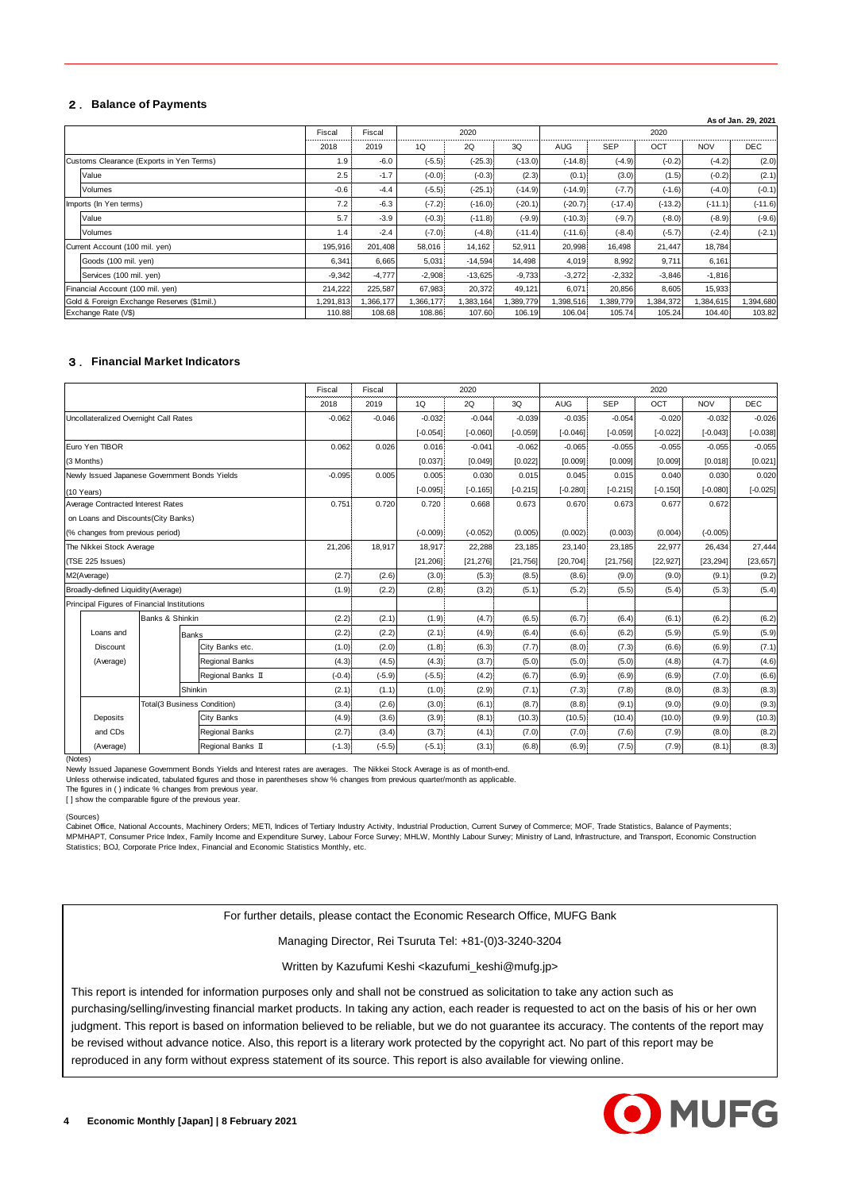## 2. Balance of Payments

As of Jan. 29, 2021

| | Fiscal | Fiscal | 2020 | | | 2020 | | | | |
|---|---|---|---|---|---|---|---|---|---|---|
| | 2018 | 2019 | 1Q | 2Q | 3Q | AUG | SEP | OCT | NOV | DEC |
| Customs Clearance (Exports in Yen Terms) | 1.9 | -6.0 | (-5.5) | (-25.3) | (-13.0) | (-14.8) | (-4.9) | (-0.2) | (-4.2) | (2.0) |
| Value | 2.5 | -1.7 | (-0.0) | (-0.3) | (2.3) | (0.1) | (3.0) | (1.5) | (-0.2) | (2.1) |
| Volumes | -0.6 | -4.4 | (-5.5) | (-25.1) | (-14.9) | (-14.9) | (-7.7) | (-1.6) | (-4.0) | (-0.1) |
| Imports (In Yen terms) | 7.2 | -6.3 | (-7.2) | (-16.0) | (-20.1) | (-20.7) | (-17.4) | (-13.2) | (-11.1) | (-11.6) |
| Value | 5.7 | -3.9 | (-0.3) | (-11.8) | (-9.9) | (-10.3) | (-9.7) | (-8.0) | (-8.9) | (-9.6) |
| Volumes | 1.4 | -2.4 | (-7.0) | (-4.8) | (-11.4) | (-11.6) | (-8.4) | (-5.7) | (-2.4) | (-2.1) |
| Current Account (100 mil. yen) | 195,916 | 201,408 | 58,016 | 14,162 | 52,911 | 20,998 | 16,498 | 21,447 | 18,784 | |
| Goods (100 mil. yen) | 6,341 | 6,665 | 5,031 | -14,594 | 14,498 | 4,019 | 8,992 | 9,711 | 6,161 | |
| Services (100 mil. yen) | -9,342 | -4,777 | -2,908 | -13,625 | -9,733 | -3,272 | -2,332 | -3,846 | -1,816 | |
| Financial Account (100 mil. yen) | 214,222 | 225,587 | 67,983 | 20,372 | 49,121 | 6,071 | 20,856 | 8,605 | 15,933 | |
| Gold & Foreign Exchange Reserves ($1mil.) | 1,291,813 | 1,366,177 | 1,366,177 | 1,383,164 | 1,389,779 | 1,398,516 | 1,389,779 | 1,384,372 | 1,384,615 | 1,394,680 |
| Exchange Rate (\/$) | 110.88 | 108.68 | 108.86 | 107.60 | 106.19 | 106.04 | 105.74 | 105.24 | 104.40 | 103.82 |

## 3. Financial Market Indicators

| | | | Fiscal | Fiscal | 2020 | | | 2020 | | | | |
|---|---|---|---|---|---|---|---|---|---|---|---|---|
| | | | 2018 | 2019 | 1Q | 2Q | 3Q | AUG | SEP | OCT | NOV | DEC |
| Uncollateralized Overnight Call Rates | | | -0.062 | -0.046 | -0.032 | -0.044 | -0.039 | -0.035 | -0.054 | -0.020 | -0.032 | -0.026 |
| | | | | | [-0.054] | [-0.060] | [-0.059] | [-0.046] | [-0.059] | [-0.022] | [-0.043] | [-0.038] |
| Euro Yen TIBOR | | | 0.062 | 0.026 | 0.016 | -0.041 | -0.062 | -0.065 | -0.055 | -0.055 | -0.055 | -0.055 |
| (3 Months) | | | | | [0.037] | [0.049] | [0.022] | [0.009] | [0.009] | [0.009] | [0.018] | [0.021] |
| Newly Issued Japanese Government Bonds Yields | | | -0.095 | 0.005 | 0.005 | 0.030 | 0.015 | 0.045 | 0.015 | 0.040 | 0.030 | 0.020 |
| (10 Years) | | | | | [-0.095] | [-0.165] | [-0.215] | [-0.280] | [-0.215] | [-0.150] | [-0.080] | [-0.025] |
| Average Contracted Interest Rates | | | 0.751 | 0.720 | 0.720 | 0.668 | 0.673 | 0.670 | 0.673 | 0.677 | 0.672 | |
| on Loans and Discounts(City Banks) | | | | | | | | | | | | |
| (% changes from previous period) | | | | | (-0.009) | (-0.052) | (0.005) | (0.002) | (0.003) | (0.004) | (-0.005) | |
| The Nikkei Stock Average | | | 21,206 | 18,917 | 18,917 | 22,288 | 23,185 | 23,140 | 23,185 | 22,977 | 26,434 | 27,444 |
| (TSE 225 Issues) | | | | | [21,206] | [21,276] | [21,756] | [20,704] | [21,756] | [22,927] | [23,294] | [23,657] |
| M2(Average) | | | (2.7) | (2.6) | (3.0) | (5.3) | (8.5) | (8.6) | (9.0) | (9.0) | (9.1) | (9.2) |
| Broadly-defined Liquidity(Average) | | | (1.9) | (2.2) | (2.8) | (3.2) | (5.1) | (5.2) | (5.5) | (5.4) | (5.3) | (5.4) |
| Principal Figures of Financial Institutions | | | | | | | | | | | | |
| Loans and | Banks & Shinkin | | (2.2) | (2.1) | (1.9) | (4.7) | (6.5) | (6.7) | (6.4) | (6.1) | (6.2) | (6.2) |
| Discount | Banks | | (2.2) | (2.2) | (2.1) | (4.9) | (6.4) | (6.6) | (6.2) | (5.9) | (5.9) | (5.9) |
| (Average) | | City Banks etc. | (1.0) | (2.0) | (1.8) | (6.3) | (7.7) | (8.0) | (7.3) | (6.6) | (6.9) | (7.1) |
| | | Regional Banks | (4.3) | (4.5) | (4.3) | (3.7) | (5.0) | (5.0) | (5.0) | (4.8) | (4.7) | (4.6) |
| | | Regional Banks Ⅱ | (-0.4) | (-5.9) | (-5.5) | (4.2) | (6.7) | (6.9) | (6.9) | (6.9) | (7.0) | (6.6) |
| | Shinkin | | (2.1) | (1.1) | (1.0) | (2.9) | (7.1) | (7.3) | (7.8) | (8.0) | (8.3) | (8.3) |
| Deposits | Total(3 Business Condition) | | (3.4) | (2.6) | (3.0) | (6.1) | (8.7) | (8.8) | (9.1) | (9.0) | (9.0) | (9.3) |
| and CDs | | City Banks | (4.9) | (3.6) | (3.9) | (8.1) | (10.3) | (10.5) | (10.4) | (10.0) | (9.9) | (10.3) |
| (Average) | | Regional Banks | (2.7) | (3.4) | (3.7) | (4.1) | (7.0) | (7.0) | (7.6) | (7.9) | (8.0) | (8.2) |
| | | Regional Banks Ⅱ | (-1.3) | (-5.5) | (-5.1) | (3.1) | (6.8) | (6.9) | (7.5) | (7.9) | (8.1) | (8.3) |

(Notes)
Newly Issued Japanese Government Bonds Yields and Interest rates are averages. The Nikkei Stock Average is as of month-end.
Unless otherwise indicated, tabulated figures and those in parentheses show % changes from previous quarter/month as applicable.
The figures in ( ) indicate % changes from previous year.
[ ] show the comparable figure of the previous year.

(Sources)
Cabinet Office, National Accounts, Machinery Orders; METI, Indices of Tertiary Industry Activity, Industrial Production, Current Survey of Commerce; MOF, Trade Statistics, Balance of Payments; MPMHAPT, Consumer Price Index, Family Income and Expenditure Survey, Labour Force Survey; MHLW, Monthly Labour Survey; Ministry of Land, Infrastructure, and Transport, Economic Construction Statistics; BOJ, Corporate Price Index, Financial and Economic Statistics Monthly, etc.

For further details, please contact the Economic Research Office, MUFG Bank

Managing Director, Rei Tsuruta Tel: +81-(0)3-3240-3204

Written by Kazufumi Keshi <kazufumi_keshi@mufg.jp>

This report is intended for information purposes only and shall not be construed as solicitation to take any action such as purchasing/selling/investing financial market products. In taking any action, each reader is requested to act on the basis of his or her own judgment. This report is based on information believed to be reliable, but we do not guarantee its accuracy. The contents of the report may be revised without advance notice. Also, this report is a literary work protected by the copyright act. No part of this report may be reproduced in any form without express statement of its source. This report is also available for viewing online.